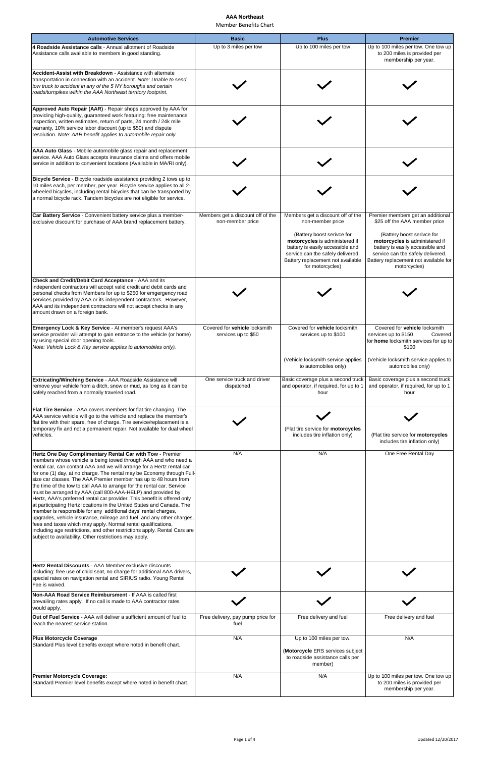**AAA Northeast**

Member Benefits Chart

| Automotive Services | Basic | Plus | Premier |
| --- | --- | --- | --- |
| **4 Roadside Assistance calls** - Annual allotment of Roadside Assistance calls available to members in good standing. | Up to 3 miles per tow | Up to 100 miles per tow | Up to 100 miles per tow. One tow up to 200 miles is provided per membership per year. |
| **Accident-Assist with Breakdown** - Assistance with alternate transportation in connection with an accident. *Note: Unable to send tow truck to accident in any of the 5 NY boroughs and certain roads/turnpikes within the AAA Northeast territory footprint.* | ✓ | ✓ | ✓ |
| **Approved Auto Repair (AAR)** - Repair shops approved by AAA for providing high-quality, guaranteed work featuring: free maintenance inspection, written estimates, return of parts, 24 month / 24k mile warranty, 10% service labor discount (up to $50) and dispute resolution. *Note: AAR benefit applies to automobile repair only.* | ✓ | ✓ | ✓ |
| **AAA Auto Glass** - Mobile automobile glass repair and replacement service. AAA Auto Glass accepts insurance claims and offers mobile service in addition to convenient locations (Available in MA/RI only). | ✓ | ✓ | ✓ |
| **Bicycle Service** - Bicycle roadside assistance providing 2 tows up to 10 miles each, per member, per year. Bicycle service applies to all 2-wheeled bicycles, including rental bicycles that can be transported by a normal bicycle rack. Tandem bicycles are not eligible for service. | ✓ | ✓ | ✓ |
| **Car Battery Service** - Convenient battery service plus a member-exclusive discount for purchase of AAA brand replacement battery. | Members get a discount off of the non-member price | Members get a discount off of the non-member price<br><br>(Battery boost serivce for **motorcycles** is administered if battery is easily accessible and service can tbe safely delivered. Battery replacement not available for motorcycles) | Premier members get an additional $25 off the AAA member price<br><br>(Battery boost serivce for **motorcycles** is administered if battery is easily accessible and service can tbe safely delivered. Battery replacement not available for motorcycles) |
| **Check and Credit/Debit Card Acceptance** - AAA and its independent contractors will accept valid credit and debit cards and personal checks from Members for up to $250 for emergengy road services provided by AAA or its independent contractors. However, AAA and its independent contractors will not accept checks in any amount drawn on a foreign bank. | ✓ | ✓ | ✓ |
| **Emergency Lock & Key Service** - At member's request AAA's service provider will attempt to gain entrance to the vehicle (or home) by using special door opening tools.<br>*Note: Vehicle Lock & Key service applies to automobiles only).* | Covered for **vehicle** locksmith services up to $50 | Covered for **vehicle** locksmith services up to $100<br><br>(Vehicle locksmith service applies to automobiles only) | Covered for **vehicle** locksmith services up to $150 Covered for **home** locksmith services for up to $100<br><br>(Vehicle locksmith service applies to automobiles only) |
| **Extricating/Winching Service** - AAA Roadside Assistance will remove your vehicle from a ditch, snow or mud, as long as it can be safely reached from a normally traveled road. | One service truck and driver dispatched | Basic coverage plus a second truck and operator, if required, for up to 1 hour | Basic coverage plus a second truck and operator, if required, for up to 1 hour |
| **Flat Tire Service** - AAA covers members for flat tire changing. The AAA service vehicle will go to the vehicle and replace the member's flat tire with their spare, free of charge. Tire service/replacement is a temporary fix and not a permanent repair. Not available for dual wheel vehicles. | ✓ | ✓<br><br>(Flat tire service for **motorcycles** includes tire inflation only) | ✓<br><br>(Flat tire service for **motorcycles** includes tire inflation only) |
| **Hertz One Day Complimentary Rental Car with Tow** - Premier members whose vehicle is being towed through AAA and who need a rental car, can contact AAA and we will arrange for a Hertz rental car for one (1) day, at no charge. The rental may be Economy through Full-size car classes. The AAA Premier member has up to 48 hours from the time of the tow to call AAA to arrange for the rental car. Service must be arranged by AAA (call 800-AAA-HELP) and provided by Hertz, AAA's preferred rental car provider. This benefit is offered only at participating Hertz locations in the United States and Canada. The member is responsible for any additional days' rental charges, upgrades, vehicle insurance, mileage and fuel, and any other charges, fees and taxes which may apply. Normal rental qualifications, including age restrictions, and other restrictions apply. Rental Cars are subject to availability. Other restrictions may apply. | N/A | N/A | One Free Rental Day |
| **Hertz Rental Discounts** - AAA Member exclusive discounts including: free use of child seat, no charge for additional AAA drivers, special rates on navigation rental and SIRIUS radio. Young Rental Fee is waived. | ✓ | ✓ | ✓ |
| **Non-AAA Road Service Reimbursment** - If AAA is called first prevailing rates apply. If no call is made to AAA contractor rates would apply. | ✓ | ✓ | ✓ |
| **Out of Fuel Service** - AAA will deliver a sufficient amount of fuel to reach the nearest service station. | Free delivery, pay pump price for fuel | Free delivery and fuel | Free delivery and fuel |
| **Plus Motorcycle Coverage**<br>Standard Plus level benefits except where noted in benefit chart. | N/A | Up to 100 miles per tow.<br><br>(**Motorcycle** ERS services subject to roadside assistance calls per member) | N/A |
| **Premier Motorcycle Coverage:**<br>Standard Premier level benefits except where noted in benefit chart. | N/A | N/A | Up to 100 miles per tow. One tow up to 200 miles is provided per membership per year. |

Updated 12/20/2017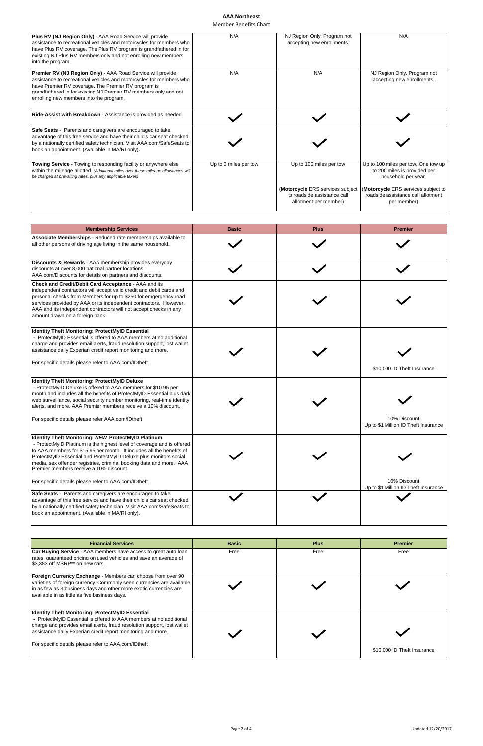**AAA Northeast**

Member Benefits Chart

| | | | |
|---|---|---|---|
| **Plus RV (NJ Region Only)** - AAA Road Service will provide assistance to recreational vehicles and motorcycles for members who have Plus RV coverage. The Plus RV program is grandfathered in for existing NJ Plus RV members only and not enrolling new members into the program. | N/A | NJ Region Only. Program not accepting new enrollments. | N/A |
| **Premier RV (NJ Region Only)** - AAA Road Service will provide assistance to recreational vehicles and motorcycles for members who have Premier RV coverage. The Premier RV program is grandfathered in for existing NJ Premier RV members only and not enrolling new members into the program. | N/A | N/A | NJ Region Only. Program not accepting new enrollments. |
| **Ride-Assist with Breakdown** - Assistance is provided as needed. | ✓ | ✓ | ✓ |
| **Safe Seats** - Parents and caregivers are encouraged to take advantage of this free service and have their child's car seat checked by a nationally certified safety technician. Visit AAA.com/SafeSeats to book an appointment. (Available in MA/RI only). | ✓ | ✓ | ✓ |
| **Towing Service** - Towing to responding facility or anywhere else within the mileage allotted. *(Additional miles over these mileage allowances will be charged at prevailing rates, plus any applicable taxes)* | Up to 3 miles per tow | Up to 100 miles per tow<br><br>(**Motorcycle** ERS services subject to roadside assistance call allotment per member) | Up to 100 miles per tow. One tow up to 200 miles is provided per household per year.<br><br>(**Motorcycle** ERS services subject to roadside assistance call allotment per member) |

| Membership Services | Basic | Plus | Premier |
|---|---|---|---|
| **Associate Memberships** - Reduced rate memberships available to all other persons of driving age living in the same household. | ✓ | ✓ | ✓ |
| **Discounts & Rewards** - AAA membership provides everyday discounts at over 8,000 national partner locations. AAA.com/Discounts for details on partners and discounts. | ✓ | ✓ | ✓ |
| **Check and Credit/Debit Card Acceptance** - AAA and its independent contractors will accept valid credit and debit cards and personal checks from Members for up to $250 for emergency road services provided by AAA or its independent contractors. However, AAA and its independent contractors will not accept checks in any amount drawn on a foreign bank. | ✓ | ✓ | ✓ |
| **Identity Theft Monitoring: ProtectMyID Essential** - ProtectMyID Essential is offered to AAA members at no additional charge and provides email alerts, fraud resolution support, lost wallet assistance daily Experian credit report monitoring and more.<br><br>For specific details please refer to AAA.com/IDtheft | ✓ | ✓ | ✓<br>$10,000 ID Theft Insurance |
| **Identity Theft Monitoring: ProtectMyID Deluxe** - ProtectMyID Deluxe is offered to AAA members for $10.95 per month and includes all the benefits of ProtectMyID Essential plus dark web surveillance, social security number monitoring, real-time identity alerts, and more. AAA Premier members receive a 10% discount.<br><br>For specific details please refer AAA.com/IDtheft | ✓ | ✓ | ✓<br>10% Discount<br>Up to $1 Million ID Theft Insurance |
| **Identity Theft Monitoring: *NEW* ProtectMyID Platinum** - ProtectMyID Platinum is the highest level of coverage and is offered to AAA members for $15.95 per month. It includes all the benefits of ProtectMyID Essential and ProtectMyID Deluxe plus monitors social media, sex offender registries, criminal booking data and more. AAA Premier members receive a 10% discount.<br><br>For specific details please refer to AAA.com/IDtheft | ✓ | ✓ | ✓<br>10% Discount<br>Up to $1 Million ID Theft Insurance |
| **Safe Seats** - Parents and caregivers are encouraged to take advantage of this free service and have their child's car seat checked by a nationally certified safety technician. Visit AAA.com/SafeSeats to book an appointment. (Available in MA/RI only). | ✓ | ✓ | ✓ |

| Financial Services | Basic | Plus | Premier |
|---|---|---|---|
| **Car Buying Service** - AAA members have access to great auto loan rates, guaranteed pricing on used vehicles and save an average of $3,383 off MSRP** on new cars. | Free | Free | Free |
| **Foreign Currency Exchange** - Members can choose from over 90 varieties of foreign currency. Commonly seen currencies are available in as few as 3 business days and other more exotic currencies are available in as little as five business days. | ✓ | ✓ | ✓ |
| **Identity Theft Monitoring: ProtectMyID Essential** - ProtectMyID Essential is offered to AAA members at no additional charge and provides email alerts, fraud resolution support, lost wallet assistance daily Experian credit report monitoring and more.<br><br>For specific details please refer to AAA.com/IDtheft | ✓ | ✓ | ✓<br>$10,000 ID Theft Insurance |

Updated 12/20/2017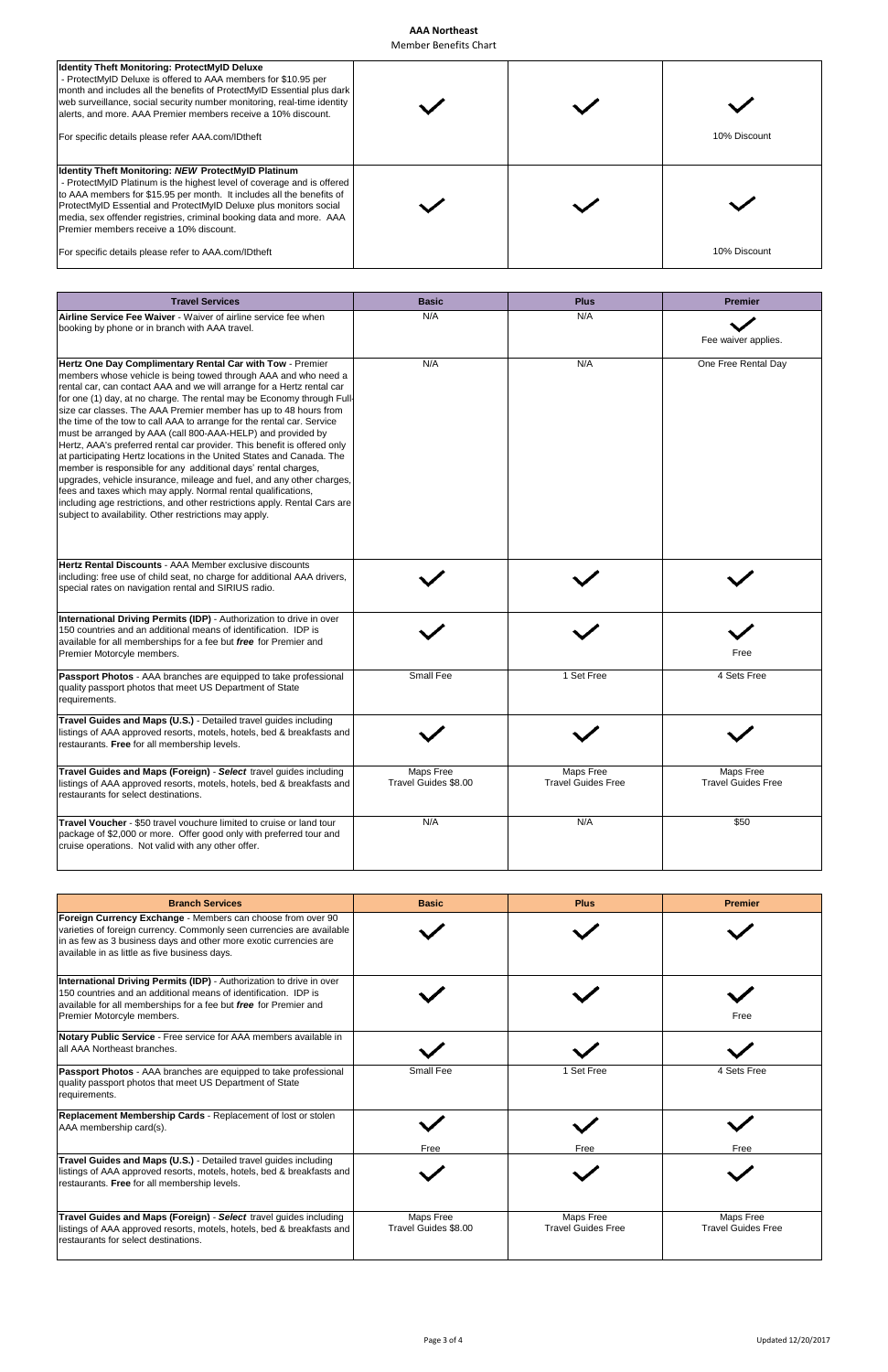**AAA Northeast**
Member Benefits Chart

| | | | |
|---|---|---|---|
| **Identity Theft Monitoring: ProtectMyID Deluxe** - ProtectMyID Deluxe is offered to AAA members for $10.95 per month and includes all the benefits of ProtectMyID Essential plus dark web surveillance, social security number monitoring, real-time identity alerts, and more. AAA Premier members receive a 10% discount. For specific details please refer AAA.com/IDtheft | ✓ | ✓ | ✓ 10% Discount |
| **Identity Theft Monitoring: *NEW* ProtectMyID Platinum** - ProtectMyID Platinum is the highest level of coverage and is offered to AAA members for $15.95 per month. It includes all the benefits of ProtectMyID Essential and ProtectMyID Deluxe plus monitors social media, sex offender registries, criminal booking data and more. AAA Premier members receive a 10% discount. For specific details please refer to AAA.com/IDtheft | ✓ | ✓ | ✓ 10% Discount |

| Travel Services | Basic | Plus | Premier |
|---|---|---|---|
| **Airline Service Fee Waiver** - Waiver of airline service fee when booking by phone or in branch with AAA travel. | N/A | N/A | ✓ Fee waiver applies. |
| **Hertz One Day Complimentary Rental Car with Tow** - Premier members whose vehicle is being towed through AAA and who need a rental car, can contact AAA and we will arrange for a Hertz rental car for one (1) day, at no charge. The rental may be Economy through Full-size car classes. The AAA Premier member has up to 48 hours from the time of the tow to call AAA to arrange for the rental car. Service must be arranged by AAA (call 800-AAA-HELP) and provided by Hertz, AAA's preferred rental car provider. This benefit is offered only at participating Hertz locations in the United States and Canada. The member is responsible for any additional days' rental charges, upgrades, vehicle insurance, mileage and fuel, and any other charges, fees and taxes which may apply. Normal rental qualifications, including age restrictions, and other restrictions apply. Rental Cars are subject to availability. Other restrictions may apply. | N/A | N/A | One Free Rental Day |
| **Hertz Rental Discounts** - AAA Member exclusive discounts including: free use of child seat, no charge for additional AAA drivers, special rates on navigation rental and SIRIUS radio. | ✓ | ✓ | ✓ |
| **International Driving Permits (IDP)** - Authorization to drive in over 150 countries and an additional means of identification. IDP is available for all memberships for a fee but ***free*** for Premier and Premier Motorcycle members. | ✓ | ✓ | ✓ Free |
| **Passport Photos** - AAA branches are equipped to take professional quality passport photos that meet US Department of State requirements. | Small Fee | 1 Set Free | 4 Sets Free |
| **Travel Guides and Maps (U.S.)** - Detailed travel guides including listings of AAA approved resorts, motels, hotels, bed & breakfasts and restaurants. **Free** for all membership levels. | ✓ | ✓ | ✓ |
| **Travel Guides and Maps (Foreign)** - ***Select*** travel guides including listings of AAA approved resorts, motels, hotels, bed & breakfasts and restaurants for select destinations. | Maps Free<br>Travel Guides $8.00 | Maps Free<br>Travel Guides Free | Maps Free<br>Travel Guides Free |
| **Travel Voucher** - $50 travel vouchure limited to cruise or land tour package of $2,000 or more. Offer good only with preferred tour and cruise operations. Not valid with any other offer. | N/A | N/A | $50 |

| Branch Services | Basic | Plus | Premier |
|---|---|---|---|
| **Foreign Currency Exchange** - Members can choose from over 90 varieties of foreign currency. Commonly seen currencies are available in as few as 3 business days and other more exotic currencies are available in as little as five business days. | ✓ | ✓ | ✓ |
| **International Driving Permits (IDP)** - Authorization to drive in over 150 countries and an additional means of identification. IDP is available for all memberships for a fee but ***free*** for Premier and Premier Motorcycle members. | ✓ | ✓ | ✓ Free |
| **Notary Public Service** - Free service for AAA members available in all AAA Northeast branches. | ✓ | ✓ | ✓ |
| **Passport Photos** - AAA branches are equipped to take professional quality passport photos that meet US Department of State requirements. | Small Fee | 1 Set Free | 4 Sets Free |
| **Replacement Membership Cards** - Replacement of lost or stolen AAA membership card(s). | ✓ Free | ✓ Free | ✓ Free |
| **Travel Guides and Maps (U.S.)** - Detailed travel guides including listings of AAA approved resorts, motels, hotels, bed & breakfasts and restaurants. **Free** for all membership levels. | ✓ | ✓ | ✓ |
| **Travel Guides and Maps (Foreign)** - ***Select*** travel guides including listings of AAA approved resorts, motels, hotels, bed & breakfasts and restaurants for select destinations. | Maps Free<br>Travel Guides $8.00 | Maps Free<br>Travel Guides Free | Maps Free<br>Travel Guides Free |

Updated 12/20/2017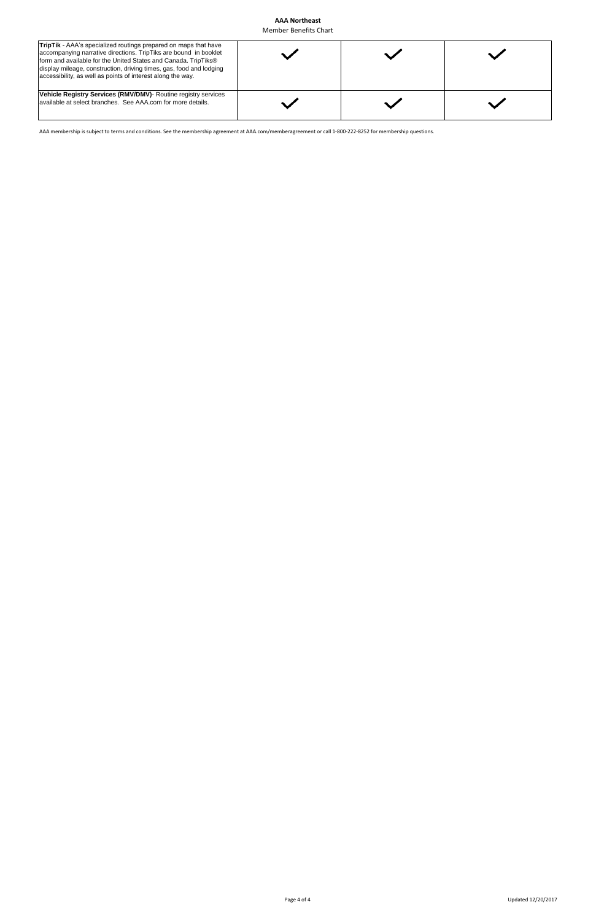**AAA Northeast**
Member Benefits Chart

| | | | |
|---|---|---|---|
| **TripTik** - AAA's specialized routings prepared on maps that have accompanying narrative directions. TripTiks are bound in booklet form and available for the United States and Canada. TripTiks® display mileage, construction, driving times, gas, food and lodging accessibility, as well as points of interest along the way. | ✓ | ✓ | ✓ |
| **Vehicle Registry Services (RMV/DMV)**- Routine registry services available at select branches. See AAA.com for more details. | ✓ | ✓ | ✓ |

AAA membership is subject to terms and conditions. See the membership agreement at AAA.com/memberagreement or call 1-800-222-8252 for membership questions.

Updated 12/20/2017